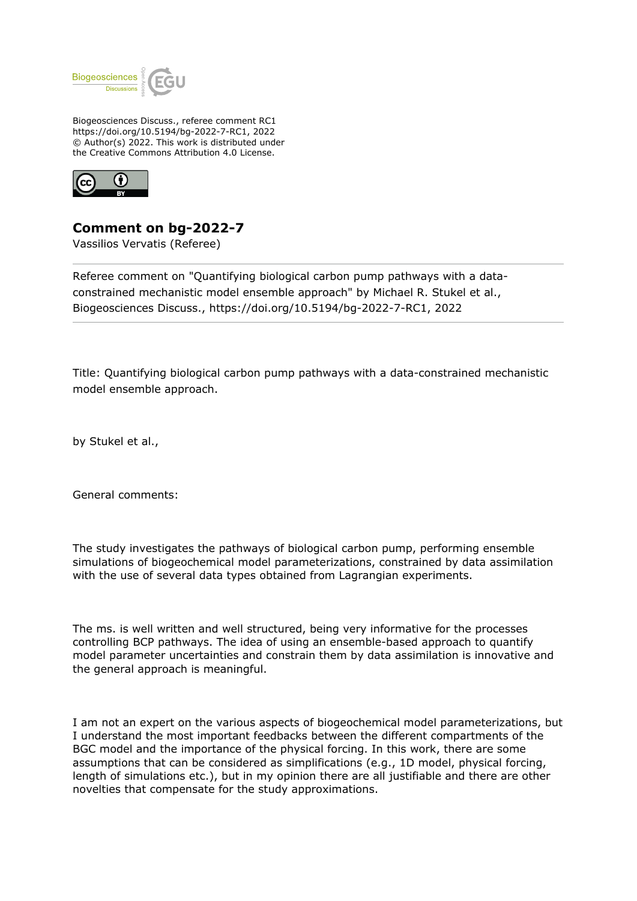Biogeosciences Discuss., referee comment RC1
https://doi.org/10.5194/bg-2022-7-RC1, 2022
© Author(s) 2022. This work is distributed under
the Creative Commons Attribution 4.0 License.

## Comment on bg-2022-7

Vassilios Vervatis (Referee)

Referee comment on "Quantifying biological carbon pump pathways with a data-constrained mechanistic model ensemble approach" by Michael R. Stukel et al., Biogeosciences Discuss., https://doi.org/10.5194/bg-2022-7-RC1, 2022

Title: Quantifying biological carbon pump pathways with a data-constrained mechanistic model ensemble approach.

by Stukel et al.,

General comments:

The study investigates the pathways of biological carbon pump, performing ensemble simulations of biogeochemical model parameterizations, constrained by data assimilation with the use of several data types obtained from Lagrangian experiments.

The ms. is well written and well structured, being very informative for the processes controlling BCP pathways. The idea of using an ensemble-based approach to quantify model parameter uncertainties and constrain them by data assimilation is innovative and the general approach is meaningful.

I am not an expert on the various aspects of biogeochemical model parameterizations, but I understand the most important feedbacks between the different compartments of the BGC model and the importance of the physical forcing. In this work, there are some assumptions that can be considered as simplifications (e.g., 1D model, physical forcing, length of simulations etc.), but in my opinion there are all justifiable and there are other novelties that compensate for the study approximations.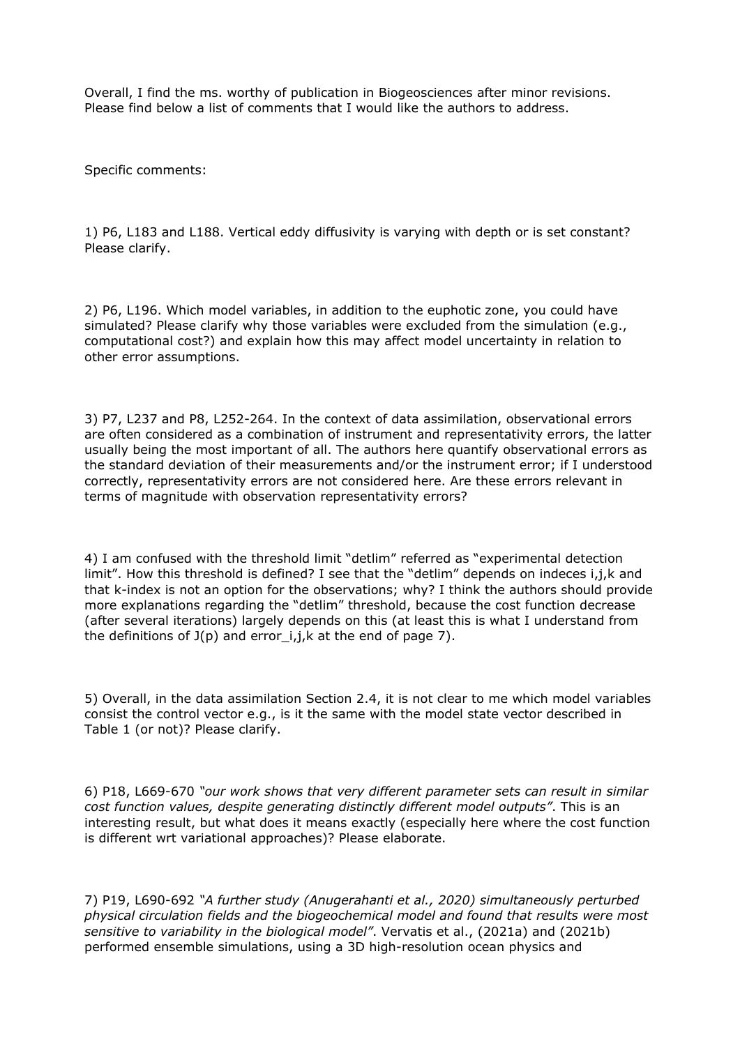Overall, I find the ms. worthy of publication in Biogeosciences after minor revisions. Please find below a list of comments that I would like the authors to address.

Specific comments:

1) P6, L183 and L188. Vertical eddy diffusivity is varying with depth or is set constant? Please clarify.

2) P6, L196. Which model variables, in addition to the euphotic zone, you could have simulated? Please clarify why those variables were excluded from the simulation (e.g., computational cost?) and explain how this may affect model uncertainty in relation to other error assumptions.

3) P7, L237 and P8, L252-264. In the context of data assimilation, observational errors are often considered as a combination of instrument and representativity errors, the latter usually being the most important of all. The authors here quantify observational errors as the standard deviation of their measurements and/or the instrument error; if I understood correctly, representativity errors are not considered here. Are these errors relevant in terms of magnitude with observation representativity errors?

4) I am confused with the threshold limit "detlim" referred as "experimental detection limit". How this threshold is defined? I see that the "detlim" depends on indeces i,j,k and that k-index is not an option for the observations; why? I think the authors should provide more explanations regarding the "detlim" threshold, because the cost function decrease (after several iterations) largely depends on this (at least this is what I understand from the definitions of J(p) and error_i,j,k at the end of page 7).

5) Overall, in the data assimilation Section 2.4, it is not clear to me which model variables consist the control vector e.g., is it the same with the model state vector described in Table 1 (or not)? Please clarify.

6) P18, L669-670 *"our work shows that very different parameter sets can result in similar cost function values, despite generating distinctly different model outputs"*. This is an interesting result, but what does it means exactly (especially here where the cost function is different wrt variational approaches)? Please elaborate.

7) P19, L690-692 *"A further study (Anugerahanti et al., 2020) simultaneously perturbed physical circulation fields and the biogeochemical model and found that results were most sensitive to variability in the biological model"*. Vervatis et al., (2021a) and (2021b) performed ensemble simulations, using a 3D high-resolution ocean physics and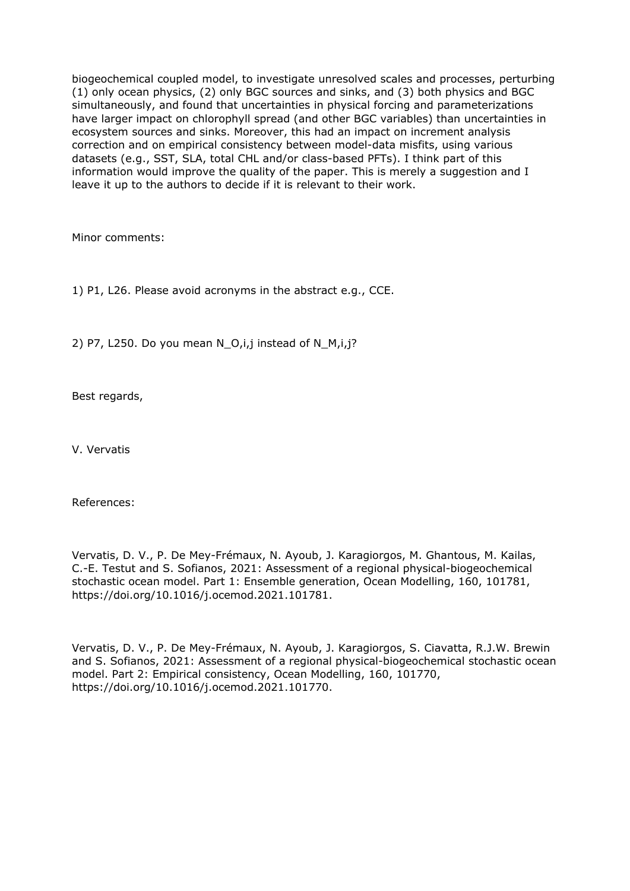biogeochemical coupled model, to investigate unresolved scales and processes, perturbing (1) only ocean physics, (2) only BGC sources and sinks, and (3) both physics and BGC simultaneously, and found that uncertainties in physical forcing and parameterizations have larger impact on chlorophyll spread (and other BGC variables) than uncertainties in ecosystem sources and sinks. Moreover, this had an impact on increment analysis correction and on empirical consistency between model-data misfits, using various datasets (e.g., SST, SLA, total CHL and/or class-based PFTs). I think part of this information would improve the quality of the paper. This is merely a suggestion and I leave it up to the authors to decide if it is relevant to their work.

Minor comments:

1) P1, L26. Please avoid acronyms in the abstract e.g., CCE.

2) P7, L250. Do you mean $N_{O,i,j}$ instead of $N_{M,i,j}$?

Best regards,

V. Vervatis

References:

Vervatis, D. V., P. De Mey-Frémaux, N. Ayoub, J. Karagiorgos, M. Ghantous, M. Kailas, C.-E. Testut and S. Sofianos, 2021: Assessment of a regional physical-biogeochemical stochastic ocean model. Part 1: Ensemble generation, Ocean Modelling, 160, 101781, https://doi.org/10.1016/j.ocemod.2021.101781.

Vervatis, D. V., P. De Mey-Frémaux, N. Ayoub, J. Karagiorgos, S. Ciavatta, R.J.W. Brewin and S. Sofianos, 2021: Assessment of a regional physical-biogeochemical stochastic ocean model. Part 2: Empirical consistency, Ocean Modelling, 160, 101770, https://doi.org/10.1016/j.ocemod.2021.101770.